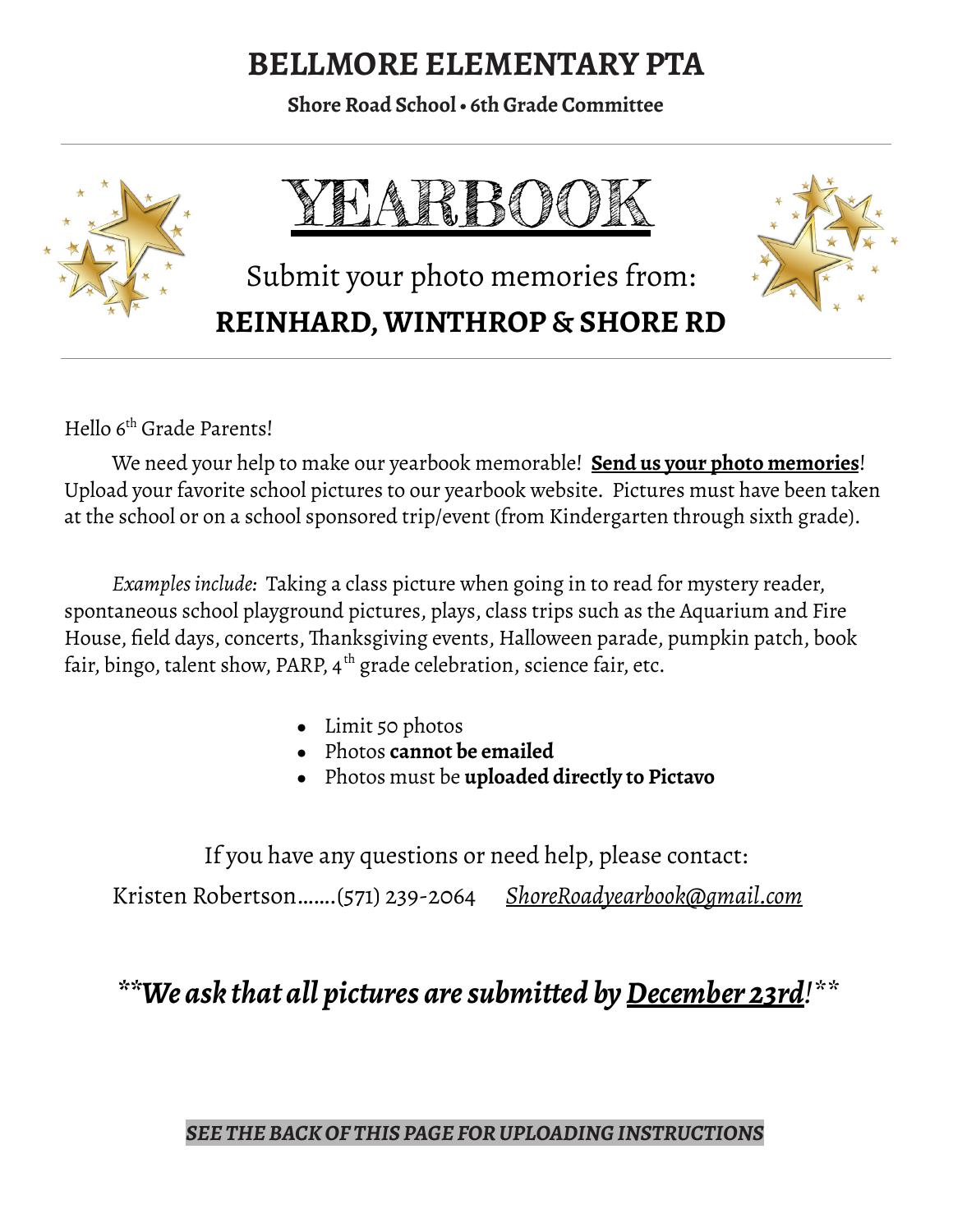# BELLMORE ELEMENTARY PTA

**Shore Road School • 6th Grade Committee**

---

## YEARBOOK

Submit your photo memories from:

**REINHARD, WINTHROP & SHORE RD**

---

Hello 6th Grade Parents!

We need your help to make our yearbook memorable! **Send us your photo memories**! Upload your favorite school pictures to our yearbook website. Pictures must have been taken at the school or on a school sponsored trip/event (from Kindergarten through sixth grade).

*Examples include:* Taking a class picture when going in to read for mystery reader, spontaneous school playground pictures, plays, class trips such as the Aquarium and Fire House, field days, concerts, Thanksgiving events, Halloween parade, pumpkin patch, book fair, bingo, talent show, PARP, 4th grade celebration, science fair, etc.

- Limit 50 photos
- Photos **cannot be emailed**
- Photos must be **uploaded directly to Pictavo**

If you have any questions or need help, please contact:

Kristen Robertson.......(571) 239-2064 *ShoreRoadyearbook@gmail.com*

***We ask that all pictures are submitted by December 23rd!***

***SEE THE BACK OF THIS PAGE FOR UPLOADING INSTRUCTIONS***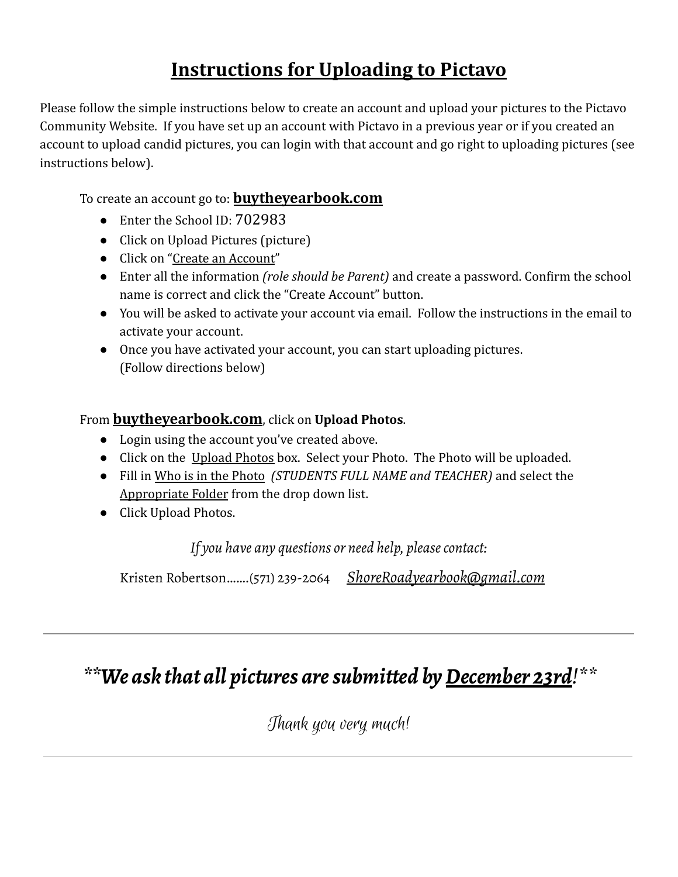# Instructions for Uploading to Pictavo

Please follow the simple instructions below to create an account and upload your pictures to the Pictavo Community Website. If you have set up an account with Pictavo in a previous year or if you created an account to upload candid pictures, you can login with that account and go right to uploading pictures (see instructions below).

To create an account go to: **buytheyearbook.com**

- Enter the School ID: 702983
- Click on Upload Pictures (picture)
- Click on "Create an Account"
- Enter all the information *(role should be Parent)* and create a password. Confirm the school name is correct and click the "Create Account" button.
- You will be asked to activate your account via email. Follow the instructions in the email to activate your account.
- Once you have activated your account, you can start uploading pictures. (Follow directions below)

From **buytheyearbook.com**, click on **Upload Photos**.

- Login using the account you've created above.
- Click on the Upload Photos box. Select your Photo. The Photo will be uploaded.
- Fill in Who is in the Photo *(STUDENTS FULL NAME and TEACHER)* and select the Appropriate Folder from the drop down list.
- Click Upload Photos.

*If you have any questions or need help, please contact:*

Kristen Robertson…….(571) 239-2064 *ShoreRoadyearbook@gmail.com*

---

***We ask that all pictures are submitted by December 23rd!***

*Thank you very much!*

---